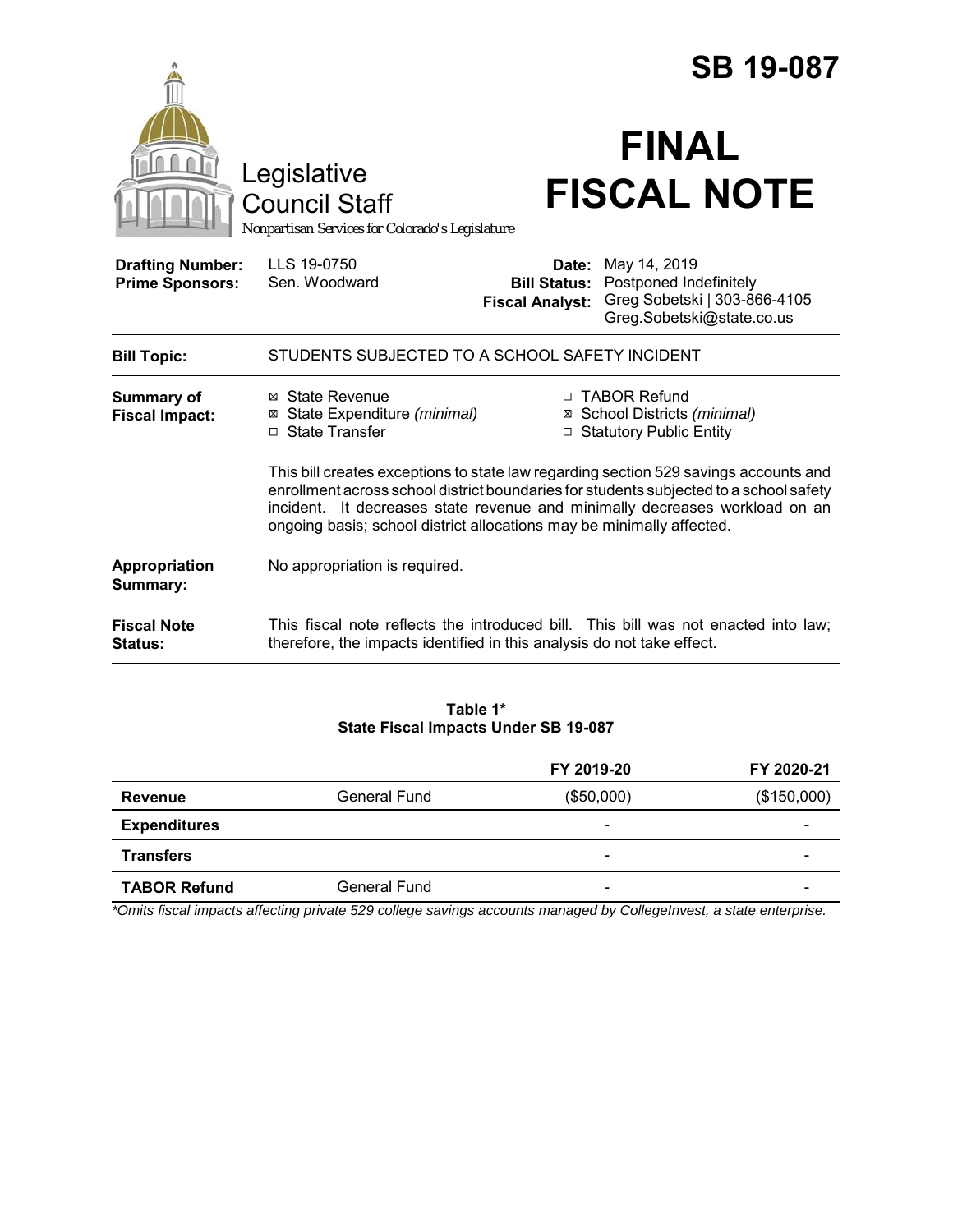# SB 19-087

# FINAL FISCAL NOTE

Legislative Council Staff
*Nonpartisan Services for Colorado's Legislature*

| | | | |
|---|---|---|---|
| **Drafting Number:** | LLS 19-0750 | **Date:** | May 14, 2019 |
| **Prime Sponsors:** | Sen. Woodward | **Bill Status:** | Postponed Indefinitely |
| | | **Fiscal Analyst:** | Greg Sobetski \| 303-866-4105<br>Greg.Sobetski@state.co.us |

| | |
|---|---|
| **Bill Topic:** | STUDENTS SUBJECTED TO A SCHOOL SAFETY INCIDENT |
| **Summary of Fiscal Impact:** | ☒ State Revenue<br>☒ State Expenditure *(minimal)*<br>☐ State Transfer<br>☐ TABOR Refund<br>☒ School Districts *(minimal)*<br>☐ Statutory Public Entity<br><br>This bill creates exceptions to state law regarding section 529 savings accounts and enrollment across school district boundaries for students subjected to a school safety incident. It decreases state revenue and minimally decreases workload on an ongoing basis; school district allocations may be minimally affected. |
| **Appropriation Summary:** | No appropriation is required. |
| **Fiscal Note Status:** | This fiscal note reflects the introduced bill. This bill was not enacted into law; therefore, the impacts identified in this analysis do not take effect. |

**Table 1***
**State Fiscal Impacts Under SB 19-087**

| | | FY 2019-20 | FY 2020-21 |
|---|---|---|---|
| **Revenue** | General Fund | ($50,000) | ($150,000) |
| **Expenditures** | | - | - |
| **Transfers** | | - | - |
| **TABOR Refund** | General Fund | - | - |

*\*Omits fiscal impacts affecting private 529 college savings accounts managed by CollegeInvest, a state enterprise.*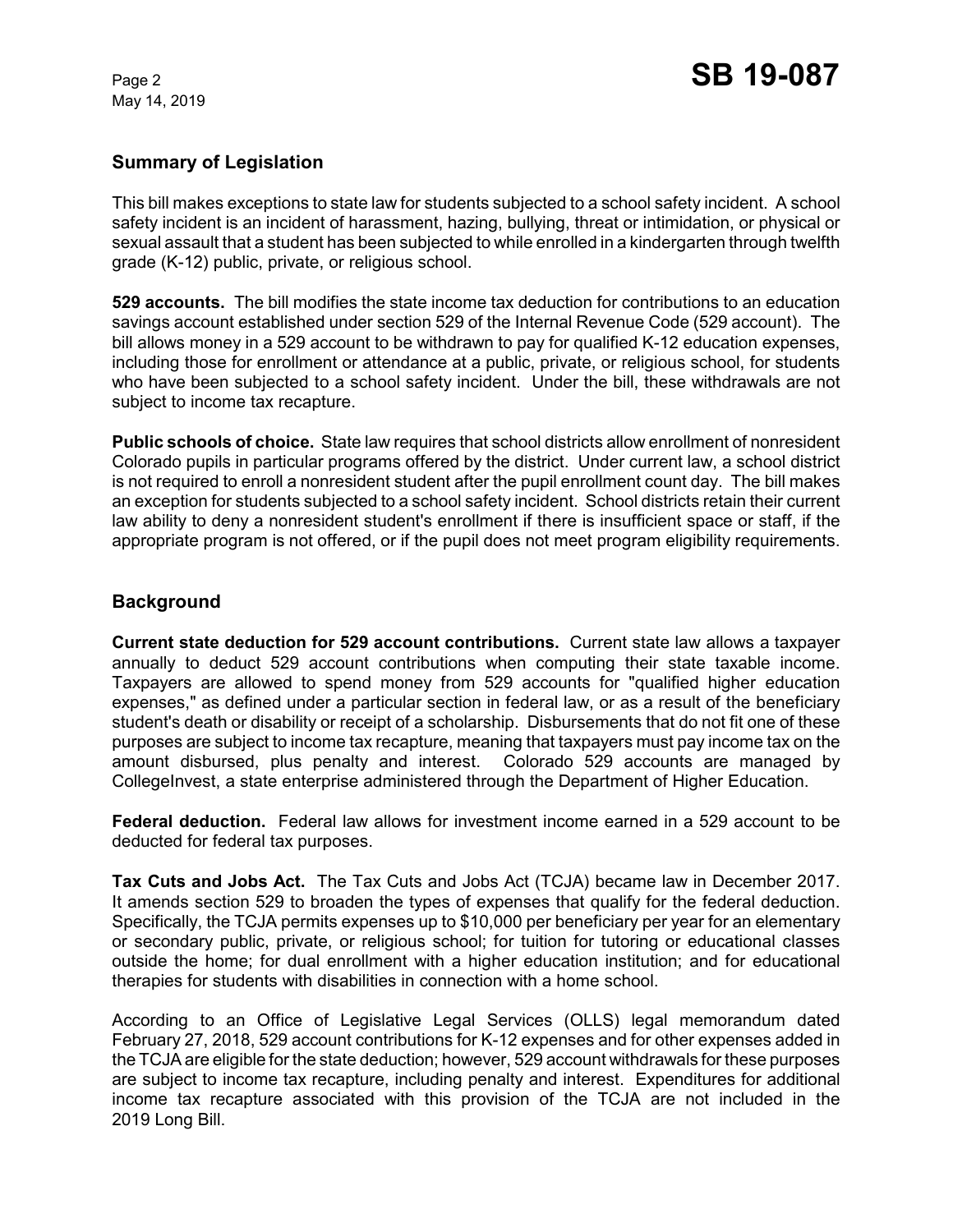## Summary of Legislation

This bill makes exceptions to state law for students subjected to a school safety incident. A school safety incident is an incident of harassment, hazing, bullying, threat or intimidation, or physical or sexual assault that a student has been subjected to while enrolled in a kindergarten through twelfth grade (K-12) public, private, or religious school.

**529 accounts.** The bill modifies the state income tax deduction for contributions to an education savings account established under section 529 of the Internal Revenue Code (529 account). The bill allows money in a 529 account to be withdrawn to pay for qualified K-12 education expenses, including those for enrollment or attendance at a public, private, or religious school, for students who have been subjected to a school safety incident. Under the bill, these withdrawals are not subject to income tax recapture.

**Public schools of choice.** State law requires that school districts allow enrollment of nonresident Colorado pupils in particular programs offered by the district. Under current law, a school district is not required to enroll a nonresident student after the pupil enrollment count day. The bill makes an exception for students subjected to a school safety incident. School districts retain their current law ability to deny a nonresident student's enrollment if there is insufficient space or staff, if the appropriate program is not offered, or if the pupil does not meet program eligibility requirements.

## Background

**Current state deduction for 529 account contributions.** Current state law allows a taxpayer annually to deduct 529 account contributions when computing their state taxable income. Taxpayers are allowed to spend money from 529 accounts for "qualified higher education expenses," as defined under a particular section in federal law, or as a result of the beneficiary student's death or disability or receipt of a scholarship. Disbursements that do not fit one of these purposes are subject to income tax recapture, meaning that taxpayers must pay income tax on the amount disbursed, plus penalty and interest. Colorado 529 accounts are managed by CollegeInvest, a state enterprise administered through the Department of Higher Education.

**Federal deduction.** Federal law allows for investment income earned in a 529 account to be deducted for federal tax purposes.

**Tax Cuts and Jobs Act.** The Tax Cuts and Jobs Act (TCJA) became law in December 2017. It amends section 529 to broaden the types of expenses that qualify for the federal deduction. Specifically, the TCJA permits expenses up to $10,000 per beneficiary per year for an elementary or secondary public, private, or religious school; for tuition for tutoring or educational classes outside the home; for dual enrollment with a higher education institution; and for educational therapies for students with disabilities in connection with a home school.

According to an Office of Legislative Legal Services (OLLS) legal memorandum dated February 27, 2018, 529 account contributions for K-12 expenses and for other expenses added in the TCJA are eligible for the state deduction; however, 529 account withdrawals for these purposes are subject to income tax recapture, including penalty and interest. Expenditures for additional income tax recapture associated with this provision of the TCJA are not included in the 2019 Long Bill.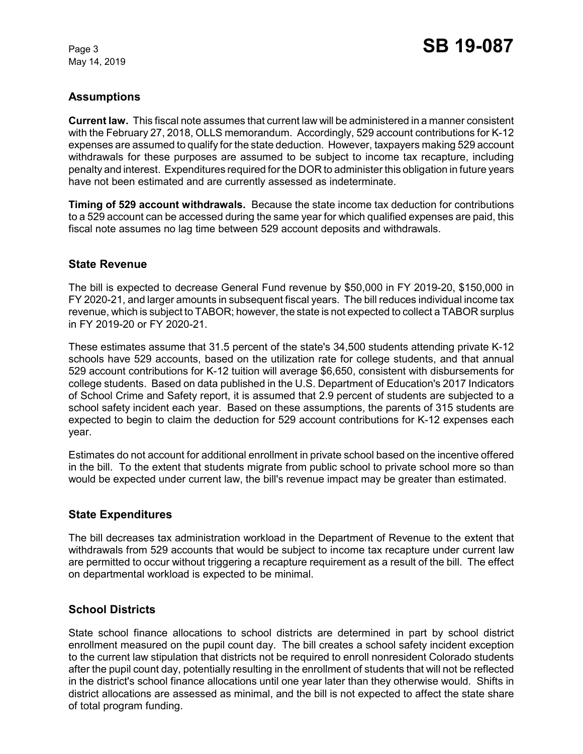## Assumptions

**Current law.** This fiscal note assumes that current law will be administered in a manner consistent with the February 27, 2018, OLLS memorandum. Accordingly, 529 account contributions for K-12 expenses are assumed to qualify for the state deduction. However, taxpayers making 529 account withdrawals for these purposes are assumed to be subject to income tax recapture, including penalty and interest. Expenditures required for the DOR to administer this obligation in future years have not been estimated and are currently assessed as indeterminate.

**Timing of 529 account withdrawals.** Because the state income tax deduction for contributions to a 529 account can be accessed during the same year for which qualified expenses are paid, this fiscal note assumes no lag time between 529 account deposits and withdrawals.

## State Revenue

The bill is expected to decrease General Fund revenue by $50,000 in FY 2019-20, $150,000 in FY 2020-21, and larger amounts in subsequent fiscal years. The bill reduces individual income tax revenue, which is subject to TABOR; however, the state is not expected to collect a TABOR surplus in FY 2019-20 or FY 2020-21.

These estimates assume that 31.5 percent of the state's 34,500 students attending private K-12 schools have 529 accounts, based on the utilization rate for college students, and that annual 529 account contributions for K-12 tuition will average $6,650, consistent with disbursements for college students. Based on data published in the U.S. Department of Education's 2017 Indicators of School Crime and Safety report, it is assumed that 2.9 percent of students are subjected to a school safety incident each year. Based on these assumptions, the parents of 315 students are expected to begin to claim the deduction for 529 account contributions for K-12 expenses each year.

Estimates do not account for additional enrollment in private school based on the incentive offered in the bill. To the extent that students migrate from public school to private school more so than would be expected under current law, the bill's revenue impact may be greater than estimated.

## State Expenditures

The bill decreases tax administration workload in the Department of Revenue to the extent that withdrawals from 529 accounts that would be subject to income tax recapture under current law are permitted to occur without triggering a recapture requirement as a result of the bill. The effect on departmental workload is expected to be minimal.

## School Districts

State school finance allocations to school districts are determined in part by school district enrollment measured on the pupil count day. The bill creates a school safety incident exception to the current law stipulation that districts not be required to enroll nonresident Colorado students after the pupil count day, potentially resulting in the enrollment of students that will not be reflected in the district's school finance allocations until one year later than they otherwise would. Shifts in district allocations are assessed as minimal, and the bill is not expected to affect the state share of total program funding.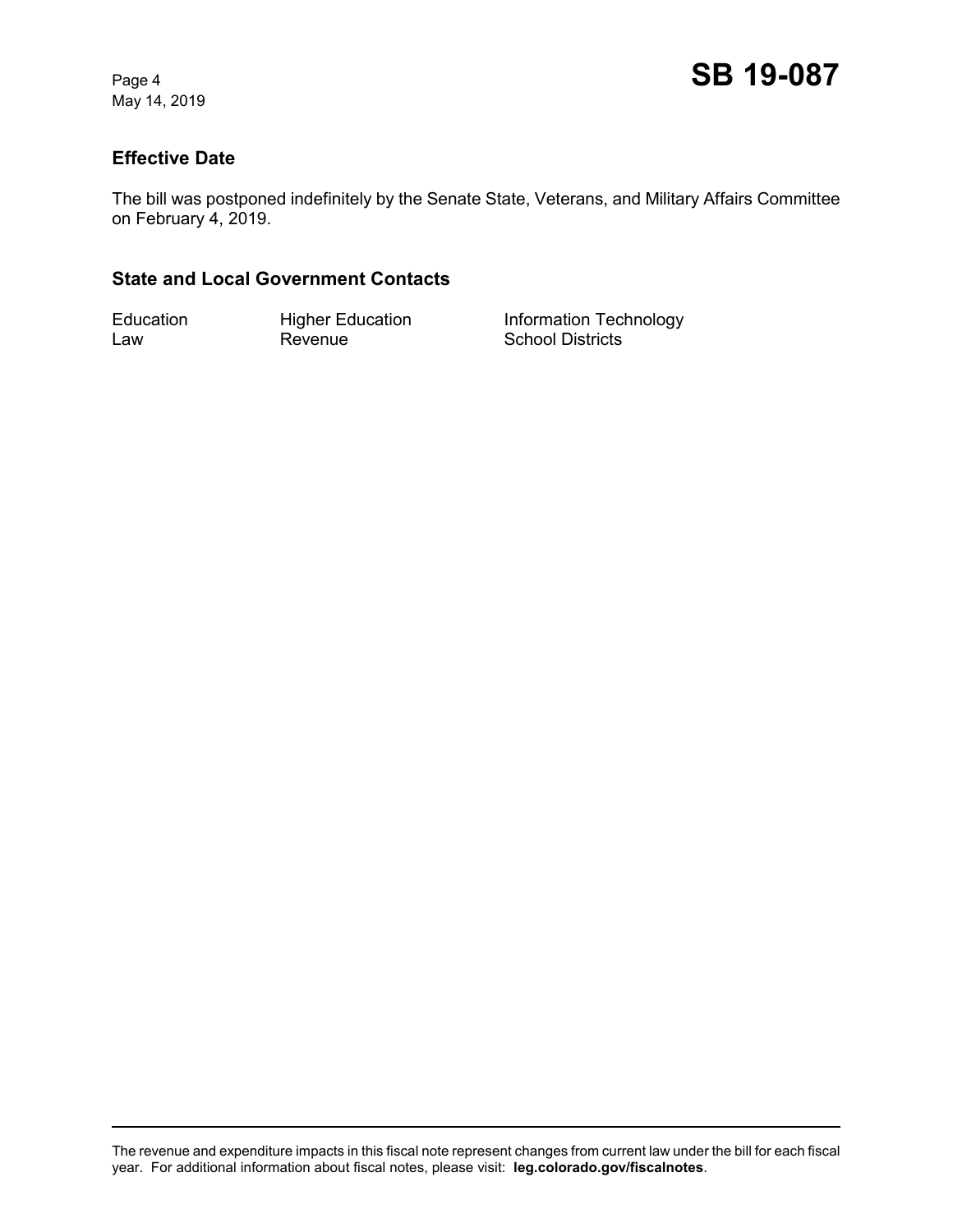## Effective Date

The bill was postponed indefinitely by the Senate State, Veterans, and Military Affairs Committee on February 4, 2019.

## State and Local Government Contacts

| | | |
|---|---|---|
| Education | Higher Education | Information Technology |
| Law | Revenue | School Districts |

The revenue and expenditure impacts in this fiscal note represent changes from current law under the bill for each fiscal year. For additional information about fiscal notes, please visit: **leg.colorado.gov/fiscalnotes**.